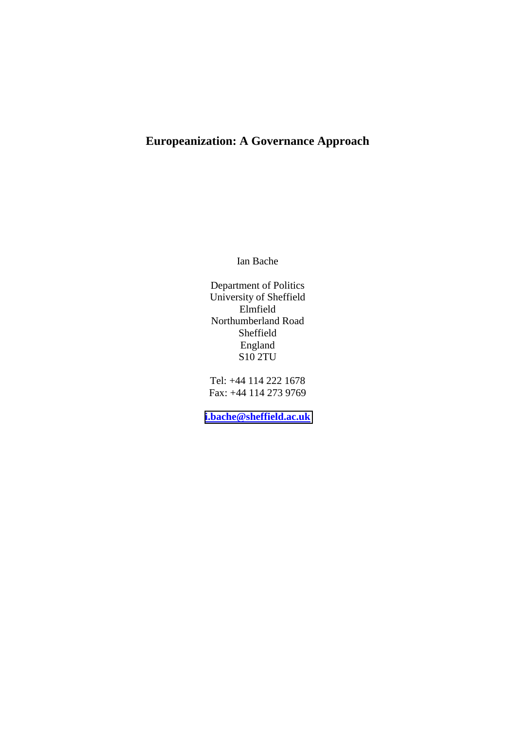# Europeanization: A Governance Approach

Ian Bache

Department of Politics
University of Sheffield
Elmfield
Northumberland Road
Sheffield
England
S10 2TU

Tel: +44 114 222 1678
Fax: +44 114 273 9769

**i.bache@sheffield.ac.uk**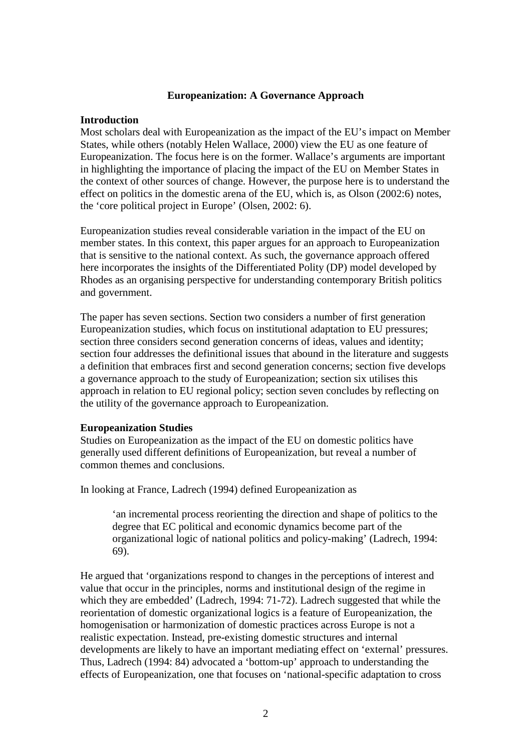**Europeanization: A Governance Approach**

**Introduction**

Most scholars deal with Europeanization as the impact of the EU's impact on Member States, while others (notably Helen Wallace, 2000) view the EU as one feature of Europeanization. The focus here is on the former. Wallace's arguments are important in highlighting the importance of placing the impact of the EU on Member States in the context of other sources of change. However, the purpose here is to understand the effect on politics in the domestic arena of the EU, which is, as Olson (2002:6) notes, the 'core political project in Europe' (Olsen, 2002: 6).

Europeanization studies reveal considerable variation in the impact of the EU on member states. In this context, this paper argues for an approach to Europeanization that is sensitive to the national context. As such, the governance approach offered here incorporates the insights of the Differentiated Polity (DP) model developed by Rhodes as an organising perspective for understanding contemporary British politics and government.

The paper has seven sections. Section two considers a number of first generation Europeanization studies, which focus on institutional adaptation to EU pressures; section three considers second generation concerns of ideas, values and identity; section four addresses the definitional issues that abound in the literature and suggests a definition that embraces first and second generation concerns; section five develops a governance approach to the study of Europeanization; section six utilises this approach in relation to EU regional policy; section seven concludes by reflecting on the utility of the governance approach to Europeanization.

**Europeanization Studies**

Studies on Europeanization as the impact of the EU on domestic politics have generally used different definitions of Europeanization, but reveal a number of common themes and conclusions.

In looking at France, Ladrech (1994) defined Europeanization as

> 'an incremental process reorienting the direction and shape of politics to the degree that EC political and economic dynamics become part of the organizational logic of national politics and policy-making' (Ladrech, 1994: 69).

He argued that 'organizations respond to changes in the perceptions of interest and value that occur in the principles, norms and institutional design of the regime in which they are embedded' (Ladrech, 1994: 71-72). Ladrech suggested that while the reorientation of domestic organizational logics is a feature of Europeanization, the homogenisation or harmonization of domestic practices across Europe is not a realistic expectation. Instead, pre-existing domestic structures and internal developments are likely to have an important mediating effect on 'external' pressures. Thus, Ladrech (1994: 84) advocated a 'bottom-up' approach to understanding the effects of Europeanization, one that focuses on 'national-specific adaptation to cross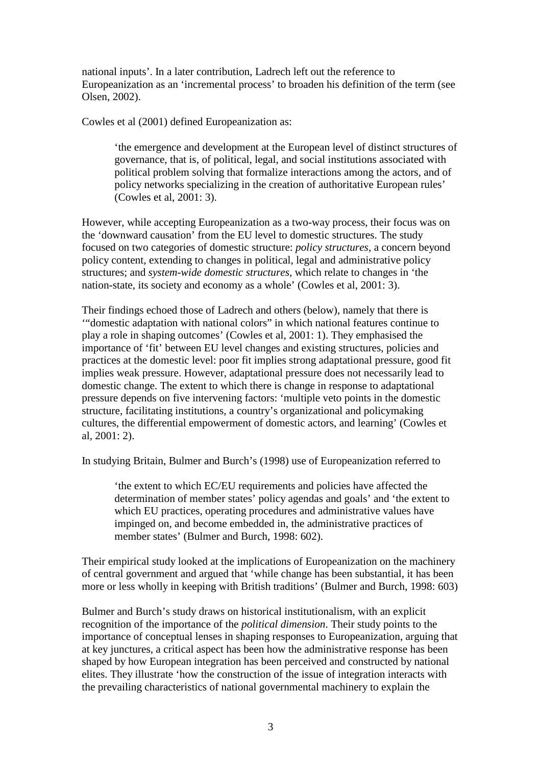national inputs'. In a later contribution, Ladrech left out the reference to Europeanization as an 'incremental process' to broaden his definition of the term (see Olsen, 2002).

Cowles et al (2001) defined Europeanization as:

> 'the emergence and development at the European level of distinct structures of governance, that is, of political, legal, and social institutions associated with political problem solving that formalize interactions among the actors, and of policy networks specializing in the creation of authoritative European rules' (Cowles et al, 2001: 3).

However, while accepting Europeanization as a two-way process, their focus was on the 'downward causation' from the EU level to domestic structures. The study focused on two categories of domestic structure: *policy structures*, a concern beyond policy content, extending to changes in political, legal and administrative policy structures; and *system-wide domestic structures*, which relate to changes in 'the nation-state, its society and economy as a whole' (Cowles et al, 2001: 3).

Their findings echoed those of Ladrech and others (below), namely that there is '"domestic adaptation with national colors" in which national features continue to play a role in shaping outcomes' (Cowles et al, 2001: 1). They emphasised the importance of 'fit' between EU level changes and existing structures, policies and practices at the domestic level: poor fit implies strong adaptational pressure, good fit implies weak pressure. However, adaptational pressure does not necessarily lead to domestic change. The extent to which there is change in response to adaptational pressure depends on five intervening factors: 'multiple veto points in the domestic structure, facilitating institutions, a country's organizational and policymaking cultures, the differential empowerment of domestic actors, and learning' (Cowles et al, 2001: 2).

In studying Britain, Bulmer and Burch's (1998) use of Europeanization referred to

> 'the extent to which EC/EU requirements and policies have affected the determination of member states' policy agendas and goals' and 'the extent to which EU practices, operating procedures and administrative values have impinged on, and become embedded in, the administrative practices of member states' (Bulmer and Burch, 1998: 602).

Their empirical study looked at the implications of Europeanization on the machinery of central government and argued that 'while change has been substantial, it has been more or less wholly in keeping with British traditions' (Bulmer and Burch, 1998: 603)

Bulmer and Burch's study draws on historical institutionalism, with an explicit recognition of the importance of the *political dimension*. Their study points to the importance of conceptual lenses in shaping responses to Europeanization, arguing that at key junctures, a critical aspect has been how the administrative response has been shaped by how European integration has been perceived and constructed by national elites. They illustrate 'how the construction of the issue of integration interacts with the prevailing characteristics of national governmental machinery to explain the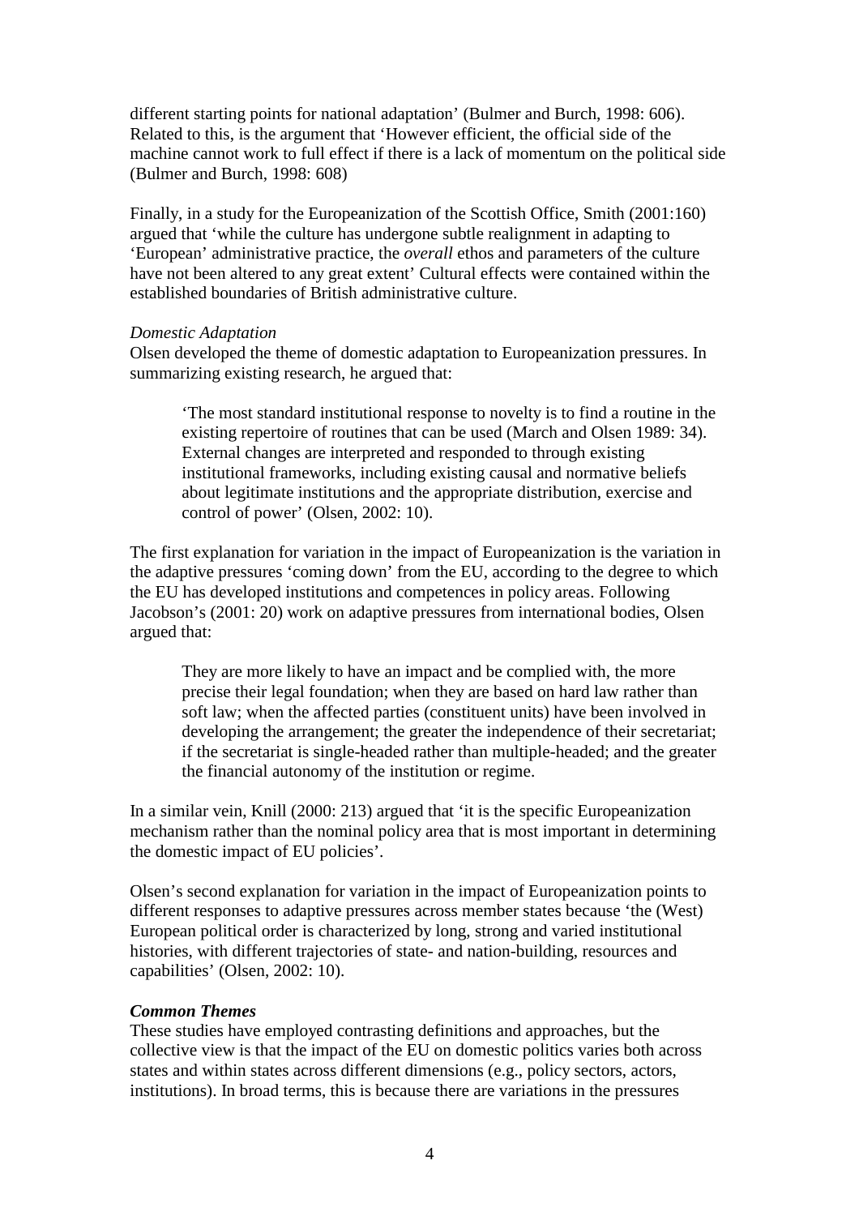different starting points for national adaptation' (Bulmer and Burch, 1998: 606). Related to this, is the argument that 'However efficient, the official side of the machine cannot work to full effect if there is a lack of momentum on the political side (Bulmer and Burch, 1998: 608)

Finally, in a study for the Europeanization of the Scottish Office, Smith (2001:160) argued that 'while the culture has undergone subtle realignment in adapting to 'European' administrative practice, the *overall* ethos and parameters of the culture have not been altered to any great extent' Cultural effects were contained within the established boundaries of British administrative culture.

*Domestic Adaptation*

Olsen developed the theme of domestic adaptation to Europeanization pressures. In summarizing existing research, he argued that:

> 'The most standard institutional response to novelty is to find a routine in the existing repertoire of routines that can be used (March and Olsen 1989: 34). External changes are interpreted and responded to through existing institutional frameworks, including existing causal and normative beliefs about legitimate institutions and the appropriate distribution, exercise and control of power' (Olsen, 2002: 10).

The first explanation for variation in the impact of Europeanization is the variation in the adaptive pressures 'coming down' from the EU, according to the degree to which the EU has developed institutions and competences in policy areas. Following Jacobson's (2001: 20) work on adaptive pressures from international bodies, Olsen argued that:

> They are more likely to have an impact and be complied with, the more precise their legal foundation; when they are based on hard law rather than soft law; when the affected parties (constituent units) have been involved in developing the arrangement; the greater the independence of their secretariat; if the secretariat is single-headed rather than multiple-headed; and the greater the financial autonomy of the institution or regime.

In a similar vein, Knill (2000: 213) argued that 'it is the specific Europeanization mechanism rather than the nominal policy area that is most important in determining the domestic impact of EU policies'.

Olsen's second explanation for variation in the impact of Europeanization points to different responses to adaptive pressures across member states because 'the (West) European political order is characterized by long, strong and varied institutional histories, with different trajectories of state- and nation-building, resources and capabilities' (Olsen, 2002: 10).

***Common Themes***

These studies have employed contrasting definitions and approaches, but the collective view is that the impact of the EU on domestic politics varies both across states and within states across different dimensions (e.g., policy sectors, actors, institutions). In broad terms, this is because there are variations in the pressures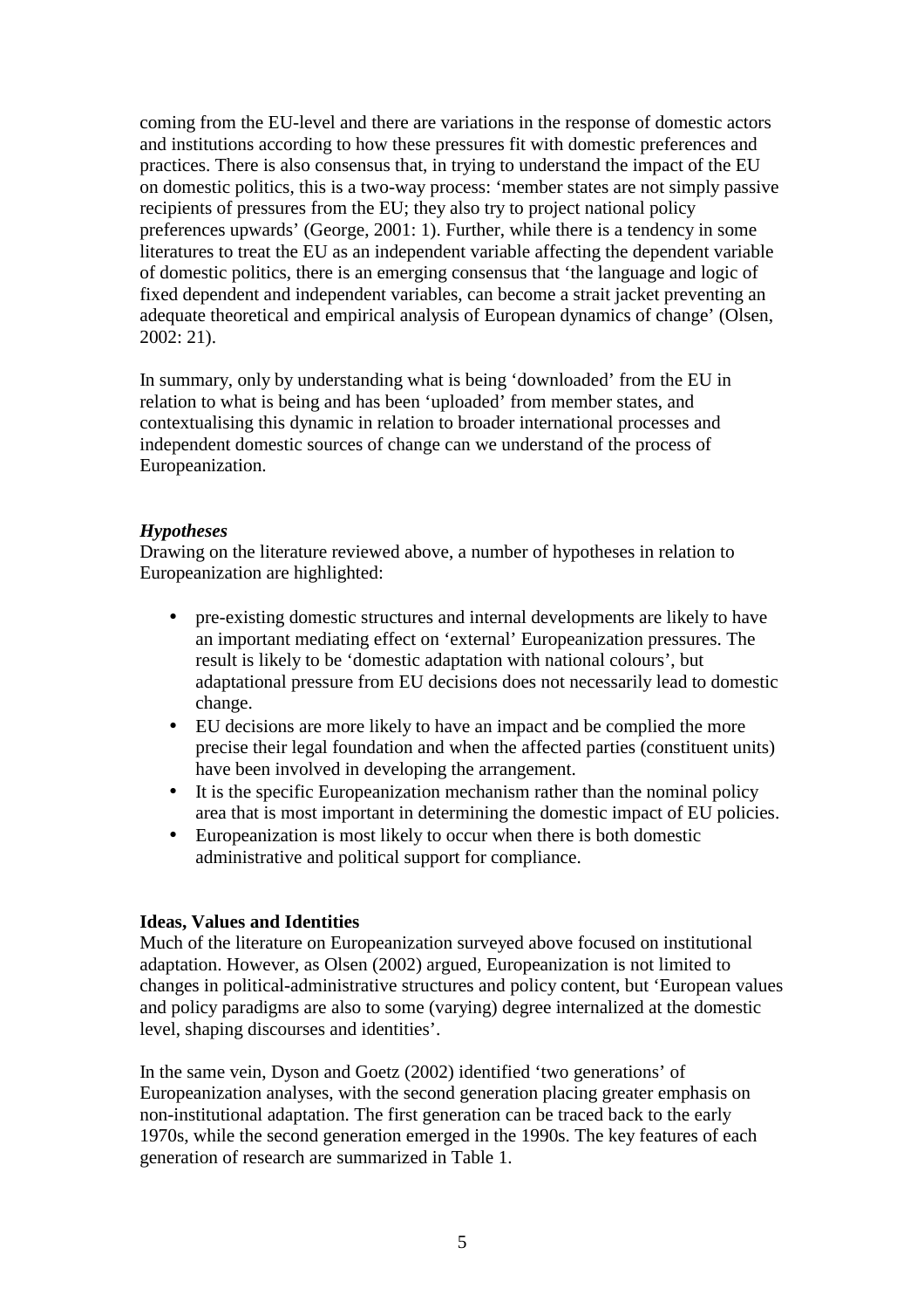coming from the EU-level and there are variations in the response of domestic actors and institutions according to how these pressures fit with domestic preferences and practices. There is also consensus that, in trying to understand the impact of the EU on domestic politics, this is a two-way process: 'member states are not simply passive recipients of pressures from the EU; they also try to project national policy preferences upwards' (George, 2001: 1). Further, while there is a tendency in some literatures to treat the EU as an independent variable affecting the dependent variable of domestic politics, there is an emerging consensus that 'the language and logic of fixed dependent and independent variables, can become a strait jacket preventing an adequate theoretical and empirical analysis of European dynamics of change' (Olsen, 2002: 21).

In summary, only by understanding what is being 'downloaded' from the EU in relation to what is being and has been 'uploaded' from member states, and contextualising this dynamic in relation to broader international processes and independent domestic sources of change can we understand of the process of Europeanization.

***Hypotheses***

Drawing on the literature reviewed above, a number of hypotheses in relation to Europeanization are highlighted:

- pre-existing domestic structures and internal developments are likely to have an important mediating effect on 'external' Europeanization pressures. The result is likely to be 'domestic adaptation with national colours', but adaptational pressure from EU decisions does not necessarily lead to domestic change.
- EU decisions are more likely to have an impact and be complied the more precise their legal foundation and when the affected parties (constituent units) have been involved in developing the arrangement.
- It is the specific Europeanization mechanism rather than the nominal policy area that is most important in determining the domestic impact of EU policies.
- Europeanization is most likely to occur when there is both domestic administrative and political support for compliance.

**Ideas, Values and Identities**

Much of the literature on Europeanization surveyed above focused on institutional adaptation. However, as Olsen (2002) argued, Europeanization is not limited to changes in political-administrative structures and policy content, but 'European values and policy paradigms are also to some (varying) degree internalized at the domestic level, shaping discourses and identities'.

In the same vein, Dyson and Goetz (2002) identified 'two generations' of Europeanization analyses, with the second generation placing greater emphasis on non-institutional adaptation. The first generation can be traced back to the early 1970s, while the second generation emerged in the 1990s. The key features of each generation of research are summarized in Table 1.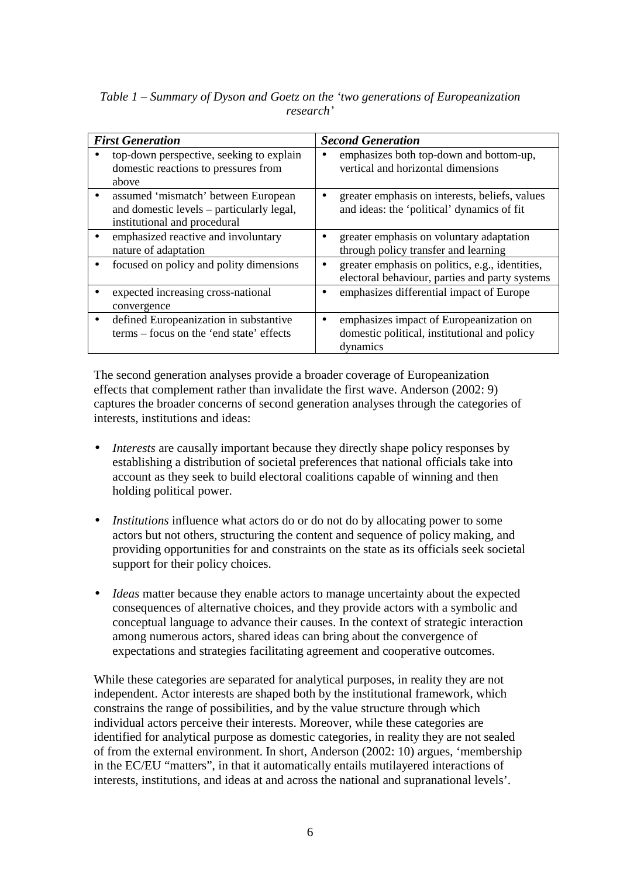*Table 1 – Summary of Dyson and Goetz on the 'two generations of Europeanization research'*

| ***First Generation*** | ***Second Generation*** |
|---|---|
| • top-down perspective, seeking to explain domestic reactions to pressures from above | • emphasizes both top-down and bottom-up, vertical and horizontal dimensions |
| • assumed 'mismatch' between European and domestic levels – particularly legal, institutional and procedural | • greater emphasis on interests, beliefs, values and ideas: the 'political' dynamics of fit |
| • emphasized reactive and involuntary nature of adaptation | • greater emphasis on voluntary adaptation through policy transfer and learning |
| • focused on policy and polity dimensions | • greater emphasis on politics, e.g., identities, electoral behaviour, parties and party systems |
| • expected increasing cross-national convergence | • emphasizes differential impact of Europe |
| • defined Europeanization in substantive terms – focus on the 'end state' effects | • emphasizes impact of Europeanization on domestic political, institutional and policy dynamics |

The second generation analyses provide a broader coverage of Europeanization effects that complement rather than invalidate the first wave. Anderson (2002: 9) captures the broader concerns of second generation analyses through the categories of interests, institutions and ideas:

- *Interests* are causally important because they directly shape policy responses by establishing a distribution of societal preferences that national officials take into account as they seek to build electoral coalitions capable of winning and then holding political power.

- *Institutions* influence what actors do or do not do by allocating power to some actors but not others, structuring the content and sequence of policy making, and providing opportunities for and constraints on the state as its officials seek societal support for their policy choices.

- *Ideas* matter because they enable actors to manage uncertainty about the expected consequences of alternative choices, and they provide actors with a symbolic and conceptual language to advance their causes. In the context of strategic interaction among numerous actors, shared ideas can bring about the convergence of expectations and strategies facilitating agreement and cooperative outcomes.

While these categories are separated for analytical purposes, in reality they are not independent. Actor interests are shaped both by the institutional framework, which constrains the range of possibilities, and by the value structure through which individual actors perceive their interests. Moreover, while these categories are identified for analytical purpose as domestic categories, in reality they are not sealed of from the external environment. In short, Anderson (2002: 10) argues, 'membership in the EC/EU "matters", in that it automatically entails mutilayered interactions of interests, institutions, and ideas at and across the national and supranational levels'.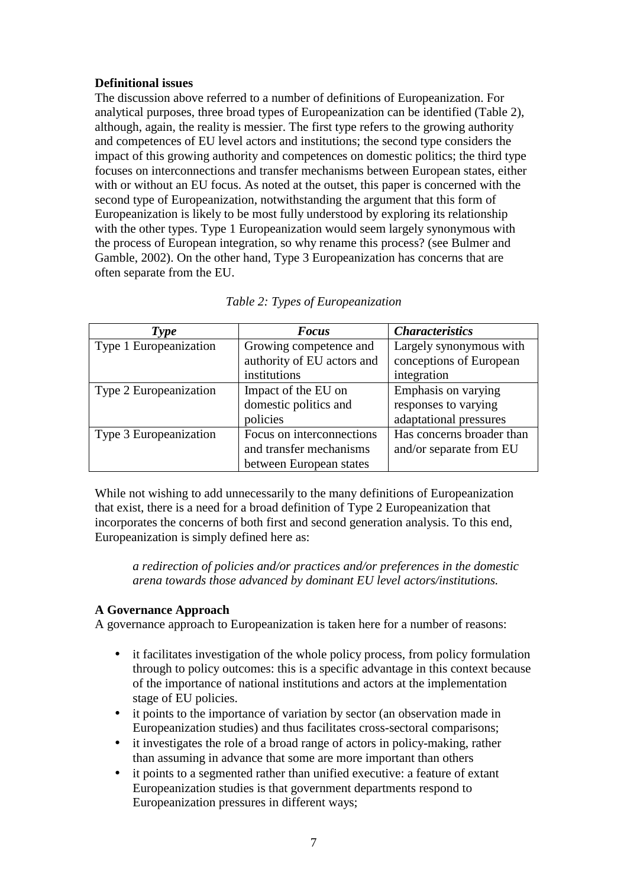**Definitional issues**

The discussion above referred to a number of definitions of Europeanization. For analytical purposes, three broad types of Europeanization can be identified (Table 2), although, again, the reality is messier. The first type refers to the growing authority and competences of EU level actors and institutions; the second type considers the impact of this growing authority and competences on domestic politics; the third type focuses on interconnections and transfer mechanisms between European states, either with or without an EU focus. As noted at the outset, this paper is concerned with the second type of Europeanization, notwithstanding the argument that this form of Europeanization is likely to be most fully understood by exploring its relationship with the other types. Type 1 Europeanization would seem largely synonymous with the process of European integration, so why rename this process? (see Bulmer and Gamble, 2002). On the other hand, Type 3 Europeanization has concerns that are often separate from the EU.

*Table 2: Types of Europeanization*

| ***Type*** | ***Focus*** | ***Characteristics*** |
|---|---|---|
| Type 1 Europeanization | Growing competence and authority of EU actors and institutions | Largely synonymous with conceptions of European integration |
| Type 2 Europeanization | Impact of the EU on domestic politics and policies | Emphasis on varying responses to varying adaptational pressures |
| Type 3 Europeanization | Focus on interconnections and transfer mechanisms between European states | Has concerns broader than and/or separate from EU |

While not wishing to add unnecessarily to the many definitions of Europeanization that exist, there is a need for a broad definition of Type 2 Europeanization that incorporates the concerns of both first and second generation analysis. To this end, Europeanization is simply defined here as:

> *a redirection of policies and/or practices and/or preferences in the domestic arena towards those advanced by dominant EU level actors/institutions.*

**A Governance Approach**

A governance approach to Europeanization is taken here for a number of reasons:

- it facilitates investigation of the whole policy process, from policy formulation through to policy outcomes: this is a specific advantage in this context because of the importance of national institutions and actors at the implementation stage of EU policies.
- it points to the importance of variation by sector (an observation made in Europeanization studies) and thus facilitates cross-sectoral comparisons;
- it investigates the role of a broad range of actors in policy-making, rather than assuming in advance that some are more important than others
- it points to a segmented rather than unified executive: a feature of extant Europeanization studies is that government departments respond to Europeanization pressures in different ways;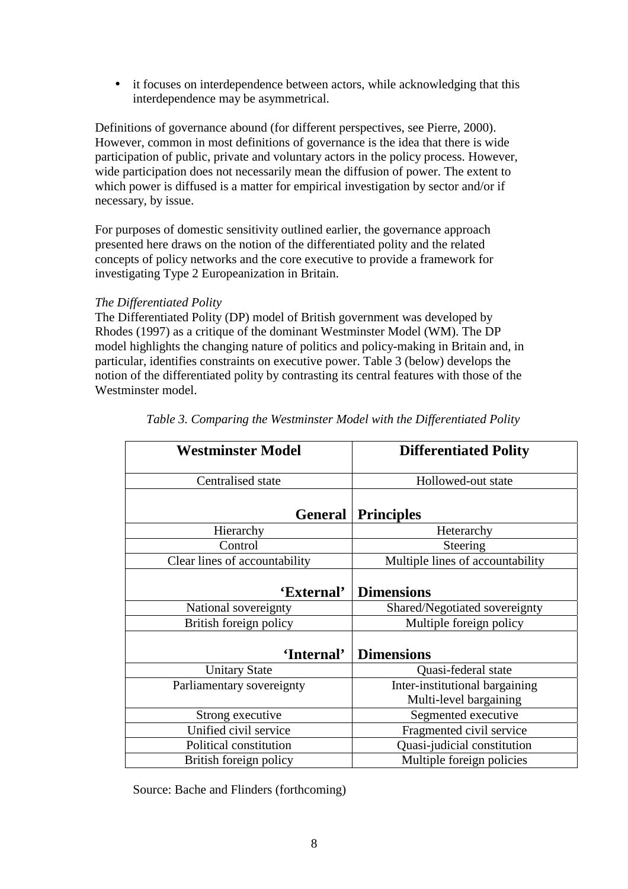- it focuses on interdependence between actors, while acknowledging that this interdependence may be asymmetrical.

Definitions of governance abound (for different perspectives, see Pierre, 2000). However, common in most definitions of governance is the idea that there is wide participation of public, private and voluntary actors in the policy process. However, wide participation does not necessarily mean the diffusion of power. The extent to which power is diffused is a matter for empirical investigation by sector and/or if necessary, by issue.

For purposes of domestic sensitivity outlined earlier, the governance approach presented here draws on the notion of the differentiated polity and the related concepts of policy networks and the core executive to provide a framework for investigating Type 2 Europeanization in Britain.

*The Differentiated Polity*

The Differentiated Polity (DP) model of British government was developed by Rhodes (1997) as a critique of the dominant Westminster Model (WM). The DP model highlights the changing nature of politics and policy-making in Britain and, in particular, identifies constraints on executive power. Table 3 (below) develops the notion of the differentiated polity by contrasting its central features with those of the Westminster model.

*Table 3. Comparing the Westminster Model with the Differentiated Polity*

| **Westminster Model** | **Differentiated Polity** |
|---|---|
| Centralised state | Hollowed-out state |
| **General** | **Principles** |
| Hierarchy | Heterarchy |
| Control | Steering |
| Clear lines of accountability | Multiple lines of accountability |
| **'External'** | **Dimensions** |
| National sovereignty | Shared/Negotiated sovereignty |
| British foreign policy | Multiple foreign policy |
| **'Internal'** | **Dimensions** |
| Unitary State | Quasi-federal state |
| Parliamentary sovereignty | Inter-institutional bargaining<br>Multi-level bargaining |
| Strong executive | Segmented executive |
| Unified civil service | Fragmented civil service |
| Political constitution | Quasi-judicial constitution |
| British foreign policy | Multiple foreign policies |

Source: Bache and Flinders (forthcoming)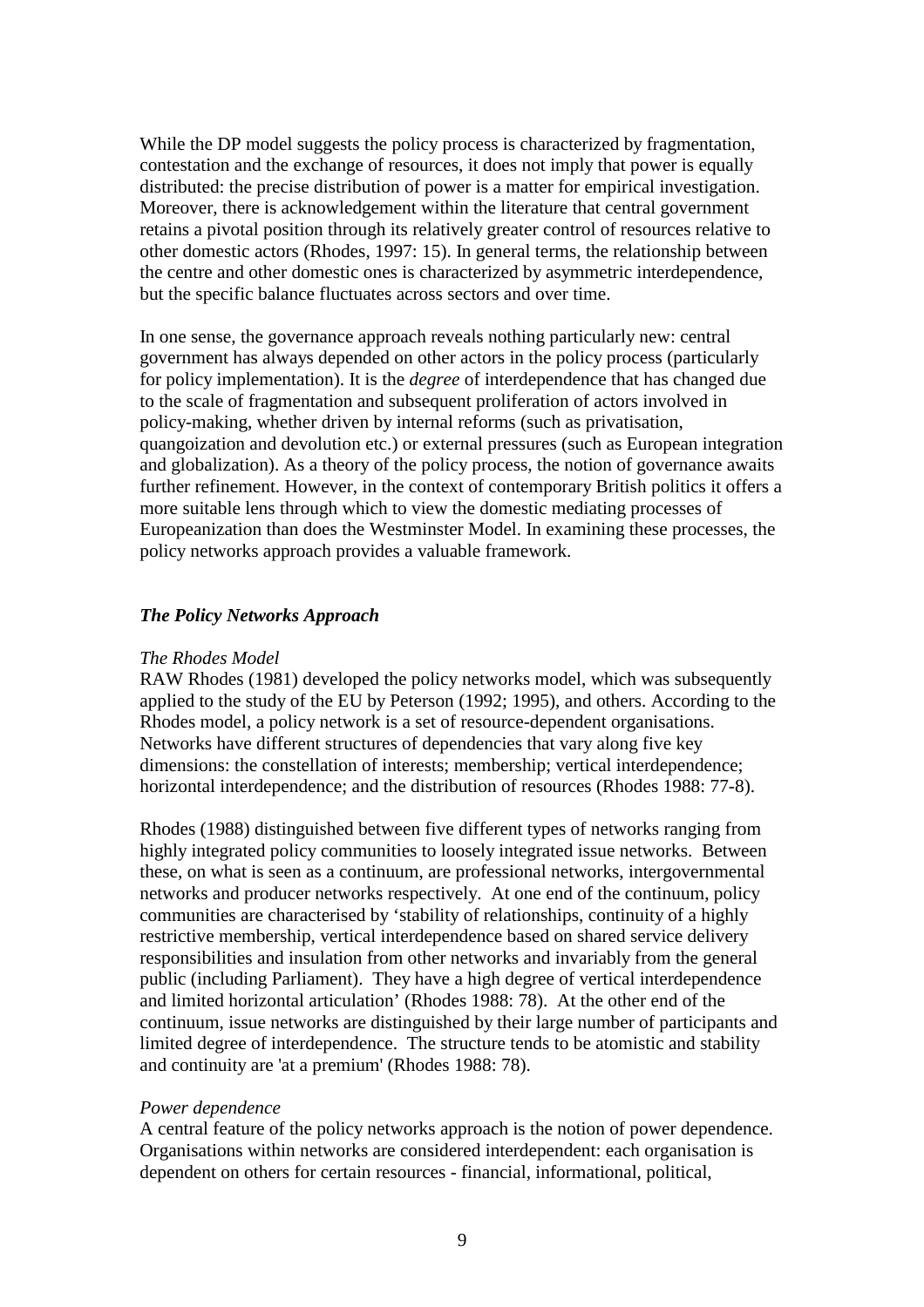While the DP model suggests the policy process is characterized by fragmentation, contestation and the exchange of resources, it does not imply that power is equally distributed: the precise distribution of power is a matter for empirical investigation. Moreover, there is acknowledgement within the literature that central government retains a pivotal position through its relatively greater control of resources relative to other domestic actors (Rhodes, 1997: 15). In general terms, the relationship between the centre and other domestic ones is characterized by asymmetric interdependence, but the specific balance fluctuates across sectors and over time.

In one sense, the governance approach reveals nothing particularly new: central government has always depended on other actors in the policy process (particularly for policy implementation). It is the *degree* of interdependence that has changed due to the scale of fragmentation and subsequent proliferation of actors involved in policy-making, whether driven by internal reforms (such as privatisation, quangoization and devolution etc.) or external pressures (such as European integration and globalization). As a theory of the policy process, the notion of governance awaits further refinement. However, in the context of contemporary British politics it offers a more suitable lens through which to view the domestic mediating processes of Europeanization than does the Westminster Model. In examining these processes, the policy networks approach provides a valuable framework.

### *The Policy Networks Approach*

*The Rhodes Model*

RAW Rhodes (1981) developed the policy networks model, which was subsequently applied to the study of the EU by Peterson (1992; 1995), and others. According to the Rhodes model, a policy network is a set of resource-dependent organisations. Networks have different structures of dependencies that vary along five key dimensions: the constellation of interests; membership; vertical interdependence; horizontal interdependence; and the distribution of resources (Rhodes 1988: 77-8).

Rhodes (1988) distinguished between five different types of networks ranging from highly integrated policy communities to loosely integrated issue networks. Between these, on what is seen as a continuum, are professional networks, intergovernmental networks and producer networks respectively. At one end of the continuum, policy communities are characterised by 'stability of relationships, continuity of a highly restrictive membership, vertical interdependence based on shared service delivery responsibilities and insulation from other networks and invariably from the general public (including Parliament). They have a high degree of vertical interdependence and limited horizontal articulation' (Rhodes 1988: 78). At the other end of the continuum, issue networks are distinguished by their large number of participants and limited degree of interdependence. The structure tends to be atomistic and stability and continuity are 'at a premium' (Rhodes 1988: 78).

*Power dependence*

A central feature of the policy networks approach is the notion of power dependence. Organisations within networks are considered interdependent: each organisation is dependent on others for certain resources - financial, informational, political,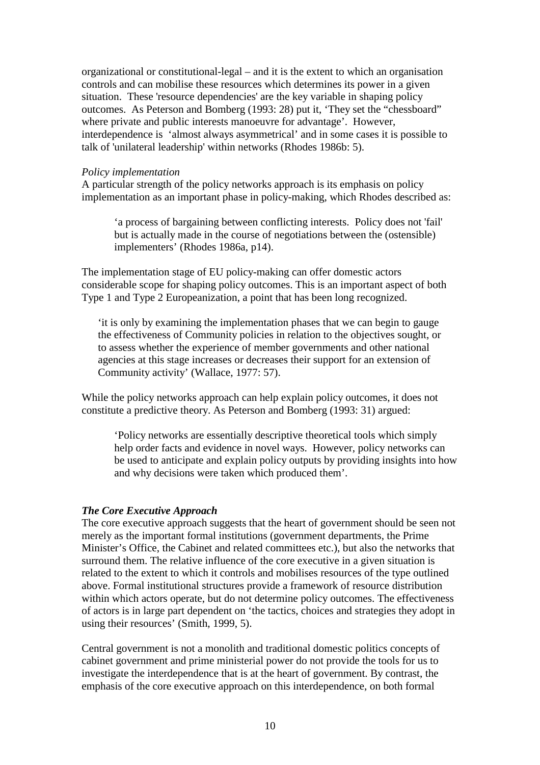organizational or constitutional-legal – and it is the extent to which an organisation controls and can mobilise these resources which determines its power in a given situation. These 'resource dependencies' are the key variable in shaping policy outcomes. As Peterson and Bomberg (1993: 28) put it, 'They set the "chessboard" where private and public interests manoeuvre for advantage'. However, interdependence is 'almost always asymmetrical' and in some cases it is possible to talk of 'unilateral leadership' within networks (Rhodes 1986b: 5).

*Policy implementation*

A particular strength of the policy networks approach is its emphasis on policy implementation as an important phase in policy-making, which Rhodes described as:

> 'a process of bargaining between conflicting interests. Policy does not 'fail' but is actually made in the course of negotiations between the (ostensible) implementers' (Rhodes 1986a, p14).

The implementation stage of EU policy-making can offer domestic actors considerable scope for shaping policy outcomes. This is an important aspect of both Type 1 and Type 2 Europeanization, a point that has been long recognized.

> 'it is only by examining the implementation phases that we can begin to gauge the effectiveness of Community policies in relation to the objectives sought, or to assess whether the experience of member governments and other national agencies at this stage increases or decreases their support for an extension of Community activity' (Wallace, 1977: 57).

While the policy networks approach can help explain policy outcomes, it does not constitute a predictive theory. As Peterson and Bomberg (1993: 31) argued:

> 'Policy networks are essentially descriptive theoretical tools which simply help order facts and evidence in novel ways. However, policy networks can be used to anticipate and explain policy outputs by providing insights into how and why decisions were taken which produced them'.

***The Core Executive Approach***

The core executive approach suggests that the heart of government should be seen not merely as the important formal institutions (government departments, the Prime Minister's Office, the Cabinet and related committees etc.), but also the networks that surround them. The relative influence of the core executive in a given situation is related to the extent to which it controls and mobilises resources of the type outlined above. Formal institutional structures provide a framework of resource distribution within which actors operate, but do not determine policy outcomes. The effectiveness of actors is in large part dependent on 'the tactics, choices and strategies they adopt in using their resources' (Smith, 1999, 5).

Central government is not a monolith and traditional domestic politics concepts of cabinet government and prime ministerial power do not provide the tools for us to investigate the interdependence that is at the heart of government. By contrast, the emphasis of the core executive approach on this interdependence, on both formal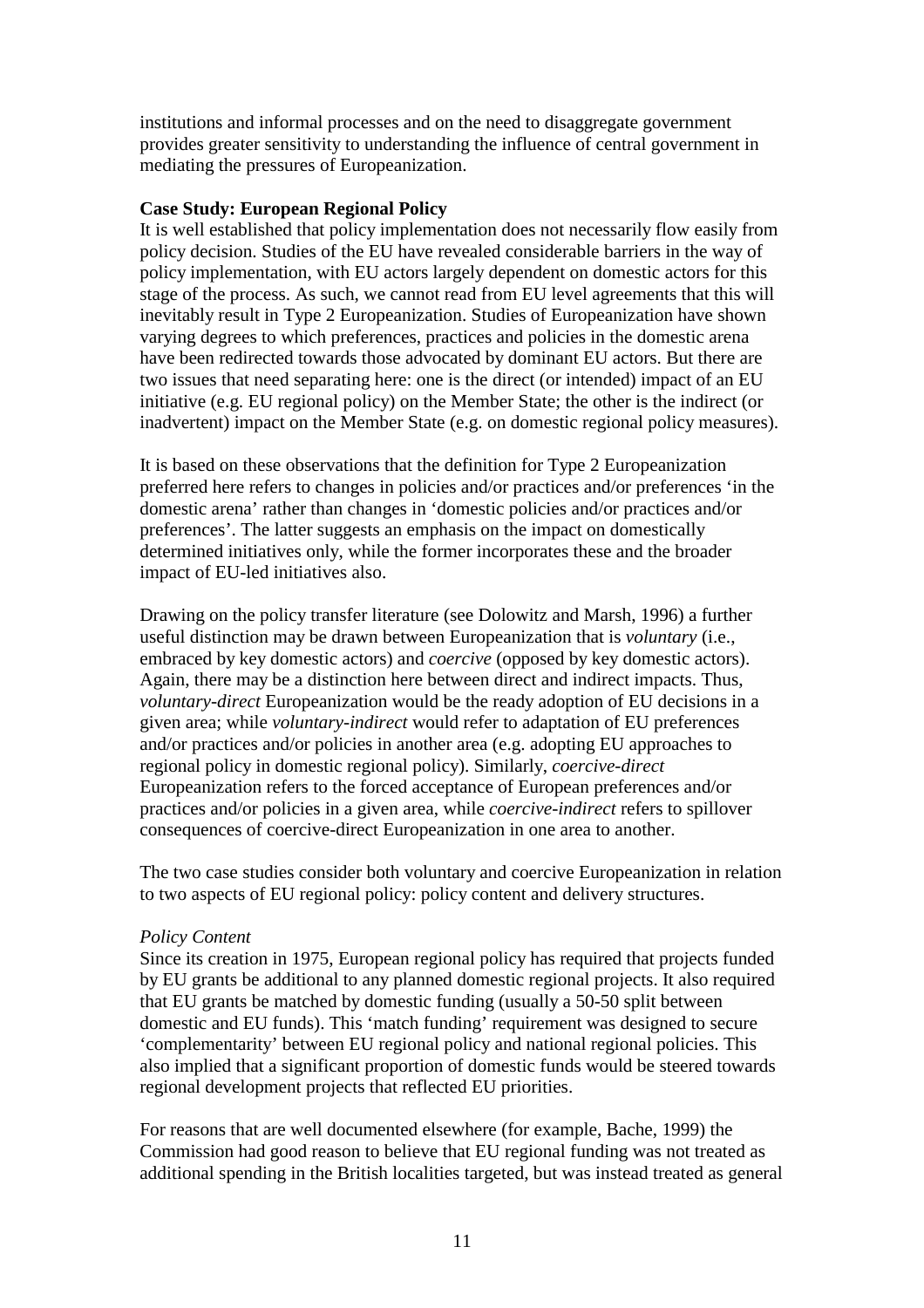institutions and informal processes and on the need to disaggregate government provides greater sensitivity to understanding the influence of central government in mediating the pressures of Europeanization.

**Case Study: European Regional Policy**

It is well established that policy implementation does not necessarily flow easily from policy decision. Studies of the EU have revealed considerable barriers in the way of policy implementation, with EU actors largely dependent on domestic actors for this stage of the process. As such, we cannot read from EU level agreements that this will inevitably result in Type 2 Europeanization. Studies of Europeanization have shown varying degrees to which preferences, practices and policies in the domestic arena have been redirected towards those advocated by dominant EU actors. But there are two issues that need separating here: one is the direct (or intended) impact of an EU initiative (e.g. EU regional policy) on the Member State; the other is the indirect (or inadvertent) impact on the Member State (e.g. on domestic regional policy measures).

It is based on these observations that the definition for Type 2 Europeanization preferred here refers to changes in policies and/or practices and/or preferences 'in the domestic arena' rather than changes in 'domestic policies and/or practices and/or preferences'. The latter suggests an emphasis on the impact on domestically determined initiatives only, while the former incorporates these and the broader impact of EU-led initiatives also.

Drawing on the policy transfer literature (see Dolowitz and Marsh, 1996) a further useful distinction may be drawn between Europeanization that is *voluntary* (i.e., embraced by key domestic actors) and *coercive* (opposed by key domestic actors). Again, there may be a distinction here between direct and indirect impacts. Thus, *voluntary-direct* Europeanization would be the ready adoption of EU decisions in a given area; while *voluntary-indirect* would refer to adaptation of EU preferences and/or practices and/or policies in another area (e.g. adopting EU approaches to regional policy in domestic regional policy). Similarly, *coercive-direct* Europeanization refers to the forced acceptance of European preferences and/or practices and/or policies in a given area, while *coercive-indirect* refers to spillover consequences of coercive-direct Europeanization in one area to another.

The two case studies consider both voluntary and coercive Europeanization in relation to two aspects of EU regional policy: policy content and delivery structures.

*Policy Content*

Since its creation in 1975, European regional policy has required that projects funded by EU grants be additional to any planned domestic regional projects. It also required that EU grants be matched by domestic funding (usually a 50-50 split between domestic and EU funds). This 'match funding' requirement was designed to secure 'complementarity' between EU regional policy and national regional policies. This also implied that a significant proportion of domestic funds would be steered towards regional development projects that reflected EU priorities.

For reasons that are well documented elsewhere (for example, Bache, 1999) the Commission had good reason to believe that EU regional funding was not treated as additional spending in the British localities targeted, but was instead treated as general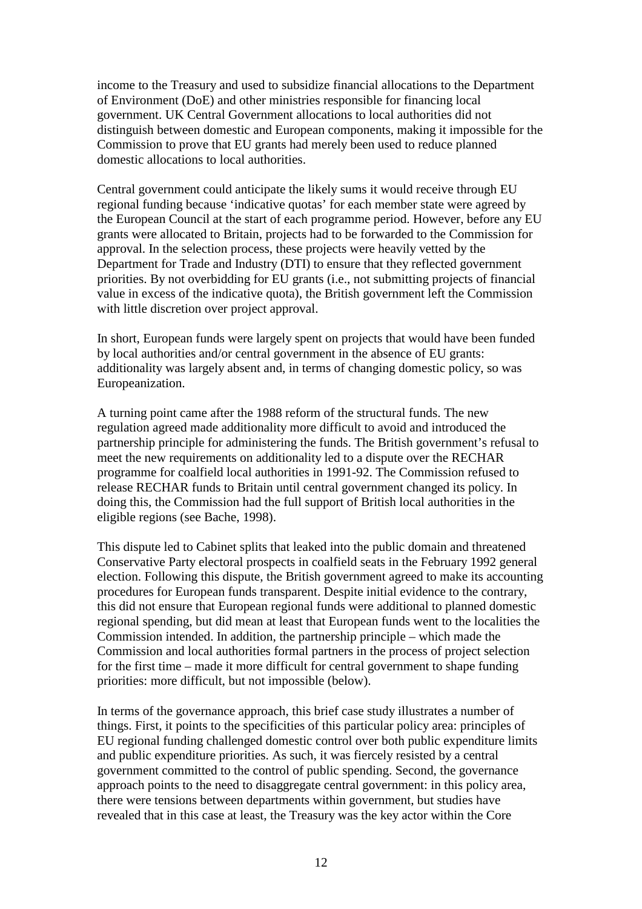income to the Treasury and used to subsidize financial allocations to the Department of Environment (DoE) and other ministries responsible for financing local government. UK Central Government allocations to local authorities did not distinguish between domestic and European components, making it impossible for the Commission to prove that EU grants had merely been used to reduce planned domestic allocations to local authorities.

Central government could anticipate the likely sums it would receive through EU regional funding because 'indicative quotas' for each member state were agreed by the European Council at the start of each programme period. However, before any EU grants were allocated to Britain, projects had to be forwarded to the Commission for approval. In the selection process, these projects were heavily vetted by the Department for Trade and Industry (DTI) to ensure that they reflected government priorities. By not overbidding for EU grants (i.e., not submitting projects of financial value in excess of the indicative quota), the British government left the Commission with little discretion over project approval.

In short, European funds were largely spent on projects that would have been funded by local authorities and/or central government in the absence of EU grants: additionality was largely absent and, in terms of changing domestic policy, so was Europeanization.

A turning point came after the 1988 reform of the structural funds. The new regulation agreed made additionality more difficult to avoid and introduced the partnership principle for administering the funds. The British government's refusal to meet the new requirements on additionality led to a dispute over the RECHAR programme for coalfield local authorities in 1991-92. The Commission refused to release RECHAR funds to Britain until central government changed its policy. In doing this, the Commission had the full support of British local authorities in the eligible regions (see Bache, 1998).

This dispute led to Cabinet splits that leaked into the public domain and threatened Conservative Party electoral prospects in coalfield seats in the February 1992 general election. Following this dispute, the British government agreed to make its accounting procedures for European funds transparent. Despite initial evidence to the contrary, this did not ensure that European regional funds were additional to planned domestic regional spending, but did mean at least that European funds went to the localities the Commission intended. In addition, the partnership principle – which made the Commission and local authorities formal partners in the process of project selection for the first time – made it more difficult for central government to shape funding priorities: more difficult, but not impossible (below).

In terms of the governance approach, this brief case study illustrates a number of things. First, it points to the specificities of this particular policy area: principles of EU regional funding challenged domestic control over both public expenditure limits and public expenditure priorities. As such, it was fiercely resisted by a central government committed to the control of public spending. Second, the governance approach points to the need to disaggregate central government: in this policy area, there were tensions between departments within government, but studies have revealed that in this case at least, the Treasury was the key actor within the Core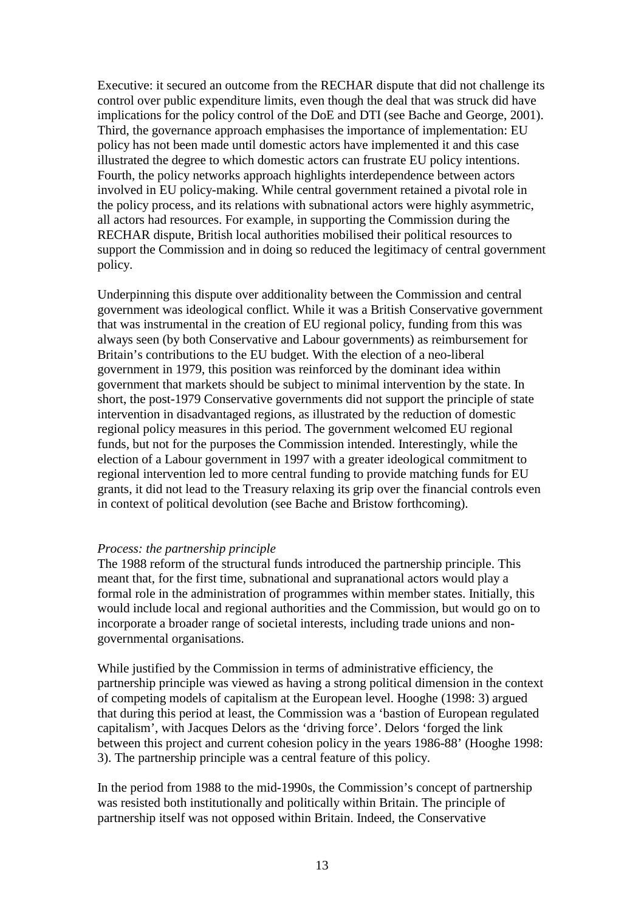Executive: it secured an outcome from the RECHAR dispute that did not challenge its control over public expenditure limits, even though the deal that was struck did have implications for the policy control of the DoE and DTI (see Bache and George, 2001). Third, the governance approach emphasises the importance of implementation: EU policy has not been made until domestic actors have implemented it and this case illustrated the degree to which domestic actors can frustrate EU policy intentions. Fourth, the policy networks approach highlights interdependence between actors involved in EU policy-making. While central government retained a pivotal role in the policy process, and its relations with subnational actors were highly asymmetric, all actors had resources. For example, in supporting the Commission during the RECHAR dispute, British local authorities mobilised their political resources to support the Commission and in doing so reduced the legitimacy of central government policy.

Underpinning this dispute over additionality between the Commission and central government was ideological conflict. While it was a British Conservative government that was instrumental in the creation of EU regional policy, funding from this was always seen (by both Conservative and Labour governments) as reimbursement for Britain's contributions to the EU budget. With the election of a neo-liberal government in 1979, this position was reinforced by the dominant idea within government that markets should be subject to minimal intervention by the state. In short, the post-1979 Conservative governments did not support the principle of state intervention in disadvantaged regions, as illustrated by the reduction of domestic regional policy measures in this period. The government welcomed EU regional funds, but not for the purposes the Commission intended. Interestingly, while the election of a Labour government in 1997 with a greater ideological commitment to regional intervention led to more central funding to provide matching funds for EU grants, it did not lead to the Treasury relaxing its grip over the financial controls even in context of political devolution (see Bache and Bristow forthcoming).

*Process: the partnership principle*

The 1988 reform of the structural funds introduced the partnership principle. This meant that, for the first time, subnational and supranational actors would play a formal role in the administration of programmes within member states. Initially, this would include local and regional authorities and the Commission, but would go on to incorporate a broader range of societal interests, including trade unions and non-governmental organisations.

While justified by the Commission in terms of administrative efficiency, the partnership principle was viewed as having a strong political dimension in the context of competing models of capitalism at the European level. Hooghe (1998: 3) argued that during this period at least, the Commission was a 'bastion of European regulated capitalism', with Jacques Delors as the 'driving force'. Delors 'forged the link between this project and current cohesion policy in the years 1986-88' (Hooghe 1998: 3). The partnership principle was a central feature of this policy.

In the period from 1988 to the mid-1990s, the Commission's concept of partnership was resisted both institutionally and politically within Britain. The principle of partnership itself was not opposed within Britain. Indeed, the Conservative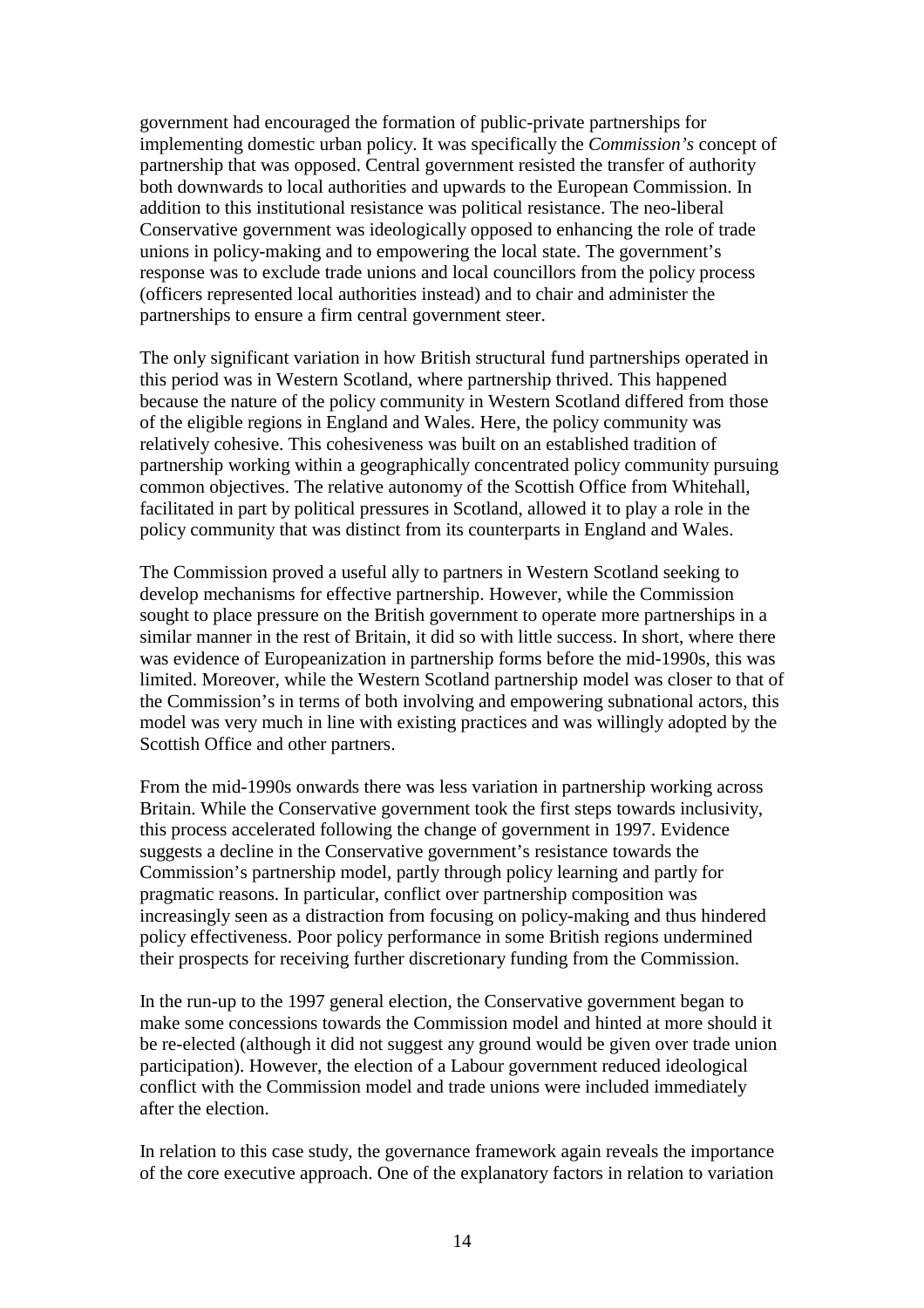government had encouraged the formation of public-private partnerships for implementing domestic urban policy. It was specifically the *Commission's* concept of partnership that was opposed. Central government resisted the transfer of authority both downwards to local authorities and upwards to the European Commission. In addition to this institutional resistance was political resistance. The neo-liberal Conservative government was ideologically opposed to enhancing the role of trade unions in policy-making and to empowering the local state. The government's response was to exclude trade unions and local councillors from the policy process (officers represented local authorities instead) and to chair and administer the partnerships to ensure a firm central government steer.

The only significant variation in how British structural fund partnerships operated in this period was in Western Scotland, where partnership thrived. This happened because the nature of the policy community in Western Scotland differed from those of the eligible regions in England and Wales. Here, the policy community was relatively cohesive. This cohesiveness was built on an established tradition of partnership working within a geographically concentrated policy community pursuing common objectives. The relative autonomy of the Scottish Office from Whitehall, facilitated in part by political pressures in Scotland, allowed it to play a role in the policy community that was distinct from its counterparts in England and Wales.

The Commission proved a useful ally to partners in Western Scotland seeking to develop mechanisms for effective partnership. However, while the Commission sought to place pressure on the British government to operate more partnerships in a similar manner in the rest of Britain, it did so with little success. In short, where there was evidence of Europeanization in partnership forms before the mid-1990s, this was limited. Moreover, while the Western Scotland partnership model was closer to that of the Commission's in terms of both involving and empowering subnational actors, this model was very much in line with existing practices and was willingly adopted by the Scottish Office and other partners.

From the mid-1990s onwards there was less variation in partnership working across Britain. While the Conservative government took the first steps towards inclusivity, this process accelerated following the change of government in 1997. Evidence suggests a decline in the Conservative government's resistance towards the Commission's partnership model, partly through policy learning and partly for pragmatic reasons. In particular, conflict over partnership composition was increasingly seen as a distraction from focusing on policy-making and thus hindered policy effectiveness. Poor policy performance in some British regions undermined their prospects for receiving further discretionary funding from the Commission.

In the run-up to the 1997 general election, the Conservative government began to make some concessions towards the Commission model and hinted at more should it be re-elected (although it did not suggest any ground would be given over trade union participation). However, the election of a Labour government reduced ideological conflict with the Commission model and trade unions were included immediately after the election.

In relation to this case study, the governance framework again reveals the importance of the core executive approach. One of the explanatory factors in relation to variation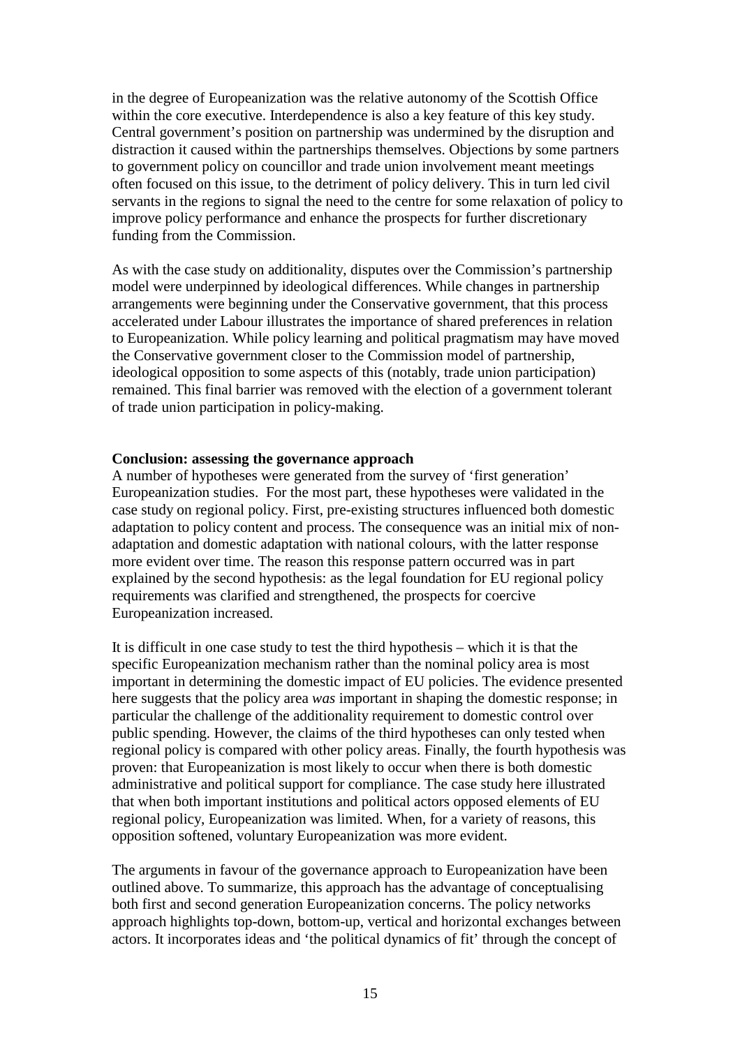in the degree of Europeanization was the relative autonomy of the Scottish Office within the core executive. Interdependence is also a key feature of this key study. Central government's position on partnership was undermined by the disruption and distraction it caused within the partnerships themselves. Objections by some partners to government policy on councillor and trade union involvement meant meetings often focused on this issue, to the detriment of policy delivery. This in turn led civil servants in the regions to signal the need to the centre for some relaxation of policy to improve policy performance and enhance the prospects for further discretionary funding from the Commission.

As with the case study on additionality, disputes over the Commission's partnership model were underpinned by ideological differences. While changes in partnership arrangements were beginning under the Conservative government, that this process accelerated under Labour illustrates the importance of shared preferences in relation to Europeanization. While policy learning and political pragmatism may have moved the Conservative government closer to the Commission model of partnership, ideological opposition to some aspects of this (notably, trade union participation) remained. This final barrier was removed with the election of a government tolerant of trade union participation in policy-making.

**Conclusion: assessing the governance approach**

A number of hypotheses were generated from the survey of 'first generation' Europeanization studies. For the most part, these hypotheses were validated in the case study on regional policy. First, pre-existing structures influenced both domestic adaptation to policy content and process. The consequence was an initial mix of non-adaptation and domestic adaptation with national colours, with the latter response more evident over time. The reason this response pattern occurred was in part explained by the second hypothesis: as the legal foundation for EU regional policy requirements was clarified and strengthened, the prospects for coercive Europeanization increased.

It is difficult in one case study to test the third hypothesis – which it is that the specific Europeanization mechanism rather than the nominal policy area is most important in determining the domestic impact of EU policies. The evidence presented here suggests that the policy area *was* important in shaping the domestic response; in particular the challenge of the additionality requirement to domestic control over public spending. However, the claims of the third hypotheses can only tested when regional policy is compared with other policy areas. Finally, the fourth hypothesis was proven: that Europeanization is most likely to occur when there is both domestic administrative and political support for compliance. The case study here illustrated that when both important institutions and political actors opposed elements of EU regional policy, Europeanization was limited. When, for a variety of reasons, this opposition softened, voluntary Europeanization was more evident.

The arguments in favour of the governance approach to Europeanization have been outlined above. To summarize, this approach has the advantage of conceptualising both first and second generation Europeanization concerns. The policy networks approach highlights top-down, bottom-up, vertical and horizontal exchanges between actors. It incorporates ideas and 'the political dynamics of fit' through the concept of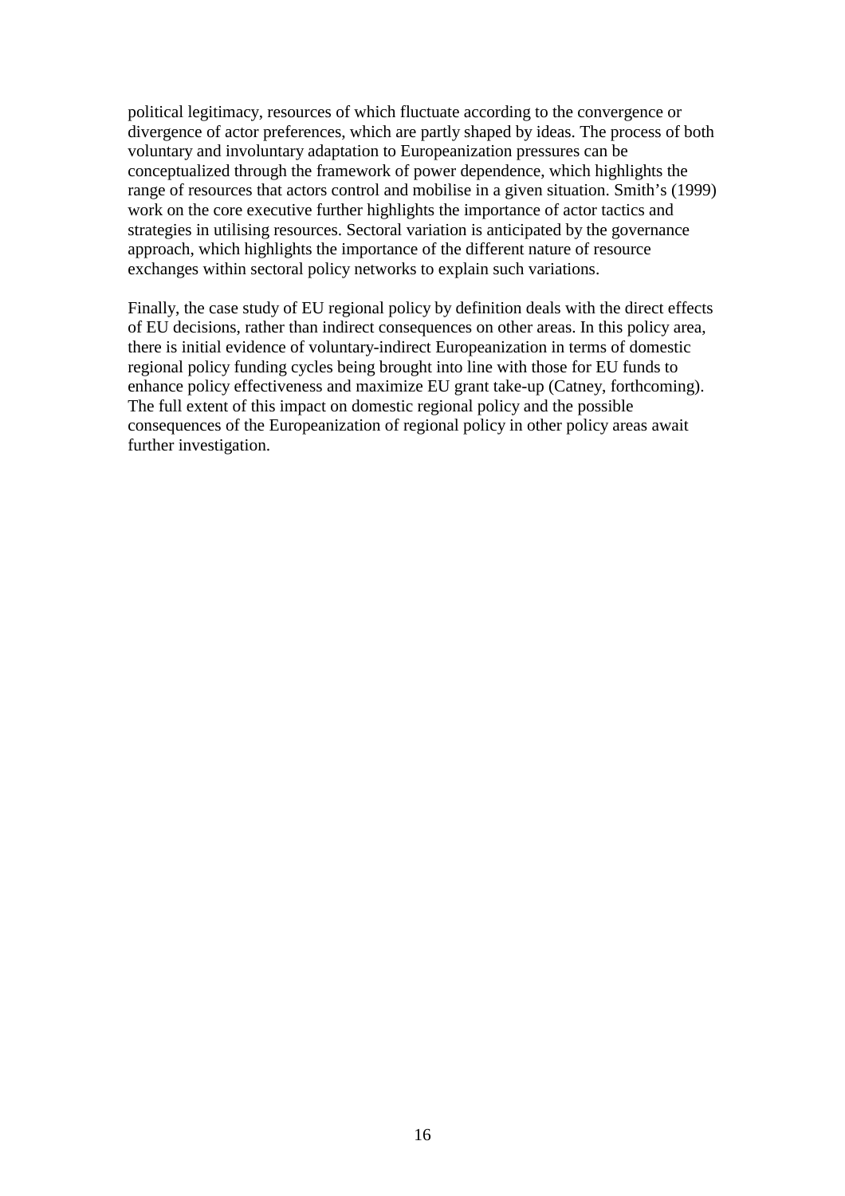political legitimacy, resources of which fluctuate according to the convergence or divergence of actor preferences, which are partly shaped by ideas. The process of both voluntary and involuntary adaptation to Europeanization pressures can be conceptualized through the framework of power dependence, which highlights the range of resources that actors control and mobilise in a given situation. Smith's (1999) work on the core executive further highlights the importance of actor tactics and strategies in utilising resources. Sectoral variation is anticipated by the governance approach, which highlights the importance of the different nature of resource exchanges within sectoral policy networks to explain such variations.

Finally, the case study of EU regional policy by definition deals with the direct effects of EU decisions, rather than indirect consequences on other areas. In this policy area, there is initial evidence of voluntary-indirect Europeanization in terms of domestic regional policy funding cycles being brought into line with those for EU funds to enhance policy effectiveness and maximize EU grant take-up (Catney, forthcoming). The full extent of this impact on domestic regional policy and the possible consequences of the Europeanization of regional policy in other policy areas await further investigation.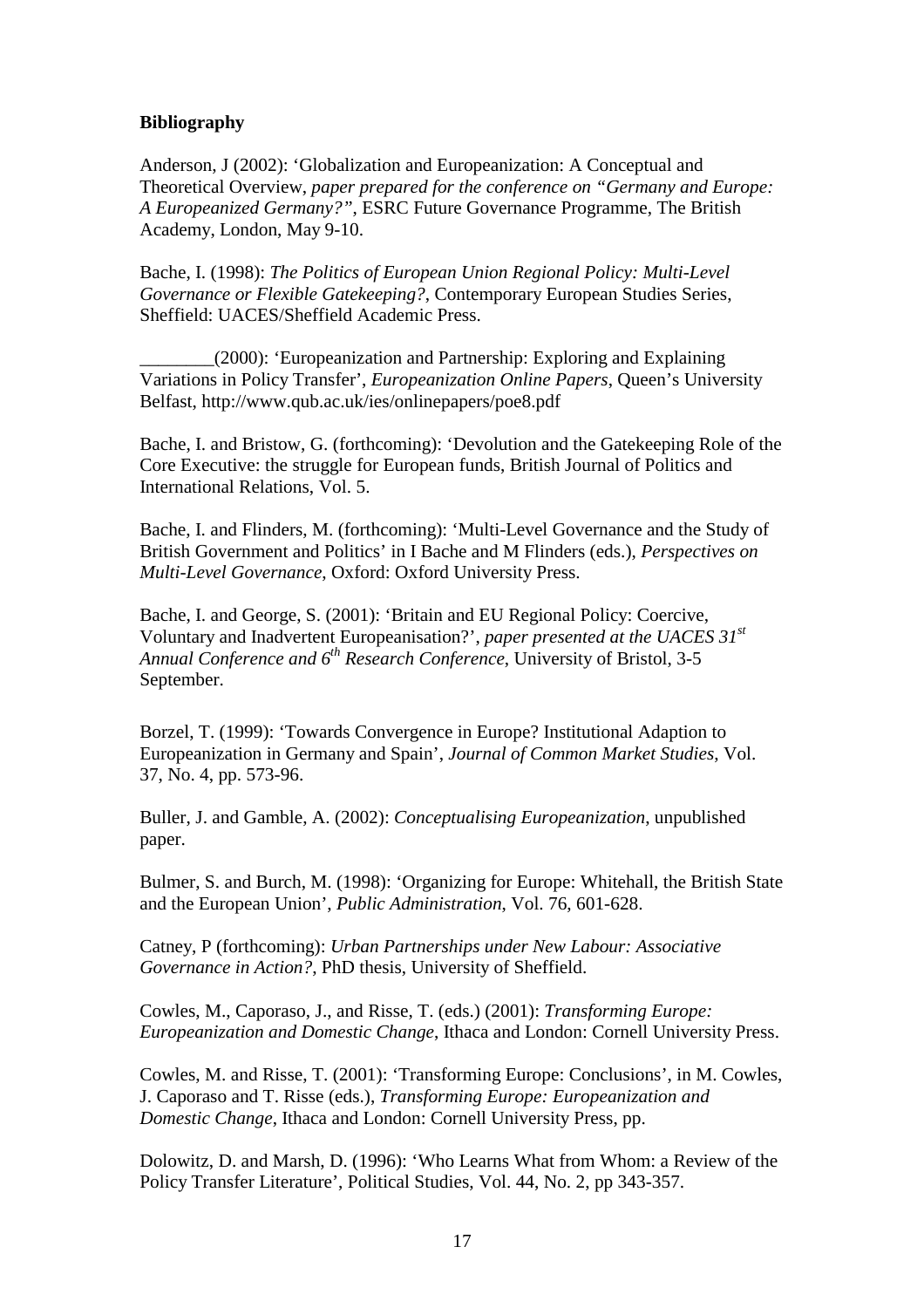**Bibliography**

Anderson, J (2002): 'Globalization and Europeanization: A Conceptual and Theoretical Overview, *paper prepared for the conference on "Germany and Europe: A Europeanized Germany?"*, ESRC Future Governance Programme, The British Academy, London, May 9-10.

Bache, I. (1998): *The Politics of European Union Regional Policy: Multi-Level Governance or Flexible Gatekeeping?*, Contemporary European Studies Series, Sheffield: UACES/Sheffield Academic Press.

________(2000): 'Europeanization and Partnership: Exploring and Explaining Variations in Policy Transfer', *Europeanization Online Papers*, Queen's University Belfast, http://www.qub.ac.uk/ies/onlinepapers/poe8.pdf

Bache, I. and Bristow, G. (forthcoming): 'Devolution and the Gatekeeping Role of the Core Executive: the struggle for European funds, British Journal of Politics and International Relations, Vol. 5.

Bache, I. and Flinders, M. (forthcoming): 'Multi-Level Governance and the Study of British Government and Politics' in I Bache and M Flinders (eds.), *Perspectives on Multi-Level Governance,* Oxford: Oxford University Press.

Bache, I. and George, S. (2001): 'Britain and EU Regional Policy: Coercive, Voluntary and Inadvertent Europeanisation?', *paper presented at the UACES 31st Annual Conference and 6th Research Conference*, University of Bristol, 3-5 September.

Borzel, T. (1999): 'Towards Convergence in Europe? Institutional Adaption to Europeanization in Germany and Spain', *Journal of Common Market Studies*, Vol. 37, No. 4, pp. 573-96.

Buller, J. and Gamble, A. (2002): *Conceptualising Europeanization*, unpublished paper.

Bulmer, S. and Burch, M. (1998): 'Organizing for Europe: Whitehall, the British State and the European Union', *Public Administration*, Vol. 76, 601-628.

Catney, P (forthcoming): *Urban Partnerships under New Labour: Associative Governance in Action?*, PhD thesis, University of Sheffield.

Cowles, M., Caporaso, J., and Risse, T. (eds.) (2001): *Transforming Europe: Europeanization and Domestic Change*, Ithaca and London: Cornell University Press.

Cowles, M. and Risse, T. (2001): 'Transforming Europe: Conclusions', in M. Cowles, J. Caporaso and T. Risse (eds.), *Transforming Europe: Europeanization and Domestic Change*, Ithaca and London: Cornell University Press, pp.

Dolowitz, D. and Marsh, D. (1996): 'Who Learns What from Whom: a Review of the Policy Transfer Literature', Political Studies, Vol. 44, No. 2, pp 343-357.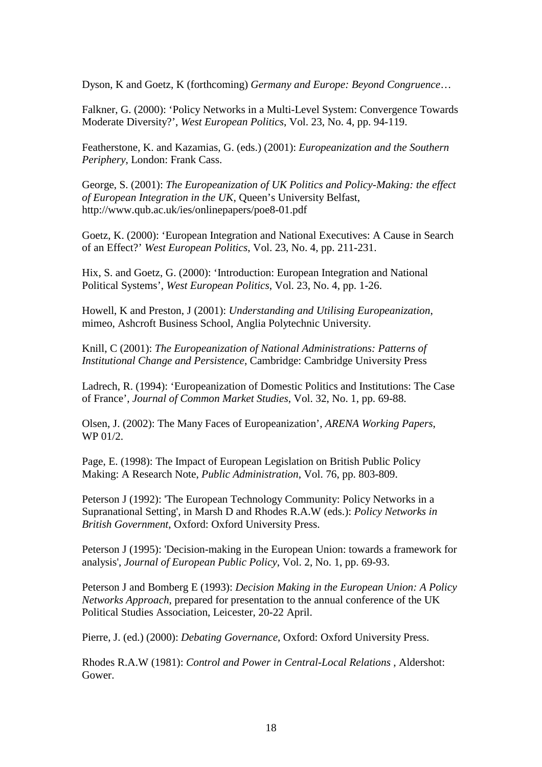Dyson, K and Goetz, K (forthcoming) *Germany and Europe: Beyond Congruence…*

Falkner, G. (2000): 'Policy Networks in a Multi-Level System: Convergence Towards Moderate Diversity?', *West European Politics*, Vol. 23, No. 4, pp. 94-119.

Featherstone, K. and Kazamias, G. (eds.) (2001): *Europeanization and the Southern Periphery*, London: Frank Cass.

George, S. (2001): *The Europeanization of UK Politics and Policy-Making: the effect of European Integration in the UK*, Queen's University Belfast, http://www.qub.ac.uk/ies/onlinepapers/poe8-01.pdf

Goetz, K. (2000): 'European Integration and National Executives: A Cause in Search of an Effect?' *West European Politics*, Vol. 23, No. 4, pp. 211-231.

Hix, S. and Goetz, G. (2000): 'Introduction: European Integration and National Political Systems', *West European Politics*, Vol. 23, No. 4, pp. 1-26.

Howell, K and Preston, J (2001): *Understanding and Utilising Europeanization*, mimeo, Ashcroft Business School, Anglia Polytechnic University.

Knill, C (2001): *The Europeanization of National Administrations: Patterns of Institutional Change and Persistence*, Cambridge: Cambridge University Press

Ladrech, R. (1994): 'Europeanization of Domestic Politics and Institutions: The Case of France', *Journal of Common Market Studies*, Vol. 32, No. 1, pp. 69-88.

Olsen, J. (2002): The Many Faces of Europeanization', *ARENA Working Papers*, WP 01/2.

Page, E. (1998): The Impact of European Legislation on British Public Policy Making: A Research Note, *Public Administration*, Vol. 76, pp. 803-809.

Peterson J (1992): 'The European Technology Community: Policy Networks in a Supranational Setting', in Marsh D and Rhodes R.A.W (eds.): *Policy Networks in British Government*, Oxford: Oxford University Press.

Peterson J (1995): 'Decision-making in the European Union: towards a framework for analysis', *Journal of European Public Policy*, Vol. 2, No. 1, pp. 69-93.

Peterson J and Bomberg E (1993): *Decision Making in the European Union: A Policy Networks Approach*, prepared for presentation to the annual conference of the UK Political Studies Association, Leicester, 20-22 April.

Pierre, J. (ed.) (2000): *Debating Governance*, Oxford: Oxford University Press.

Rhodes R.A.W (1981): *Control and Power in Central-Local Relations* , Aldershot: Gower.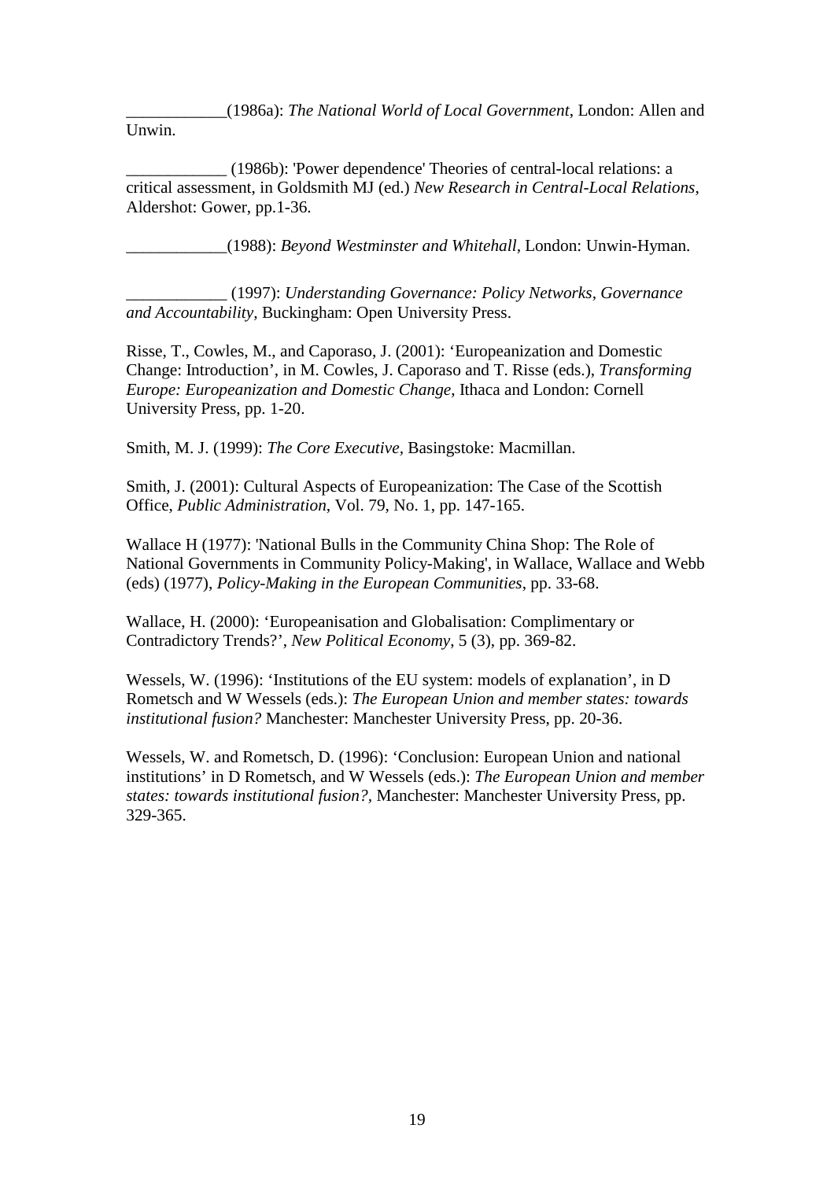____________(1986a): *The National World of Local Government*, London: Allen and Unwin.

____________ (1986b): 'Power dependence' Theories of central-local relations: a critical assessment, in Goldsmith MJ (ed.) *New Research in Central-Local Relations*, Aldershot: Gower, pp.1-36.

____________(1988): *Beyond Westminster and Whitehall*, London: Unwin-Hyman.

____________ (1997): *Understanding Governance: Policy Networks, Governance and Accountability*, Buckingham: Open University Press.

Risse, T., Cowles, M., and Caporaso, J. (2001): 'Europeanization and Domestic Change: Introduction', in M. Cowles, J. Caporaso and T. Risse (eds.), *Transforming Europe: Europeanization and Domestic Change*, Ithaca and London: Cornell University Press, pp. 1-20.

Smith, M. J. (1999): *The Core Executive*, Basingstoke: Macmillan.

Smith, J. (2001): Cultural Aspects of Europeanization: The Case of the Scottish Office, *Public Administration*, Vol. 79, No. 1, pp. 147-165.

Wallace H (1977): 'National Bulls in the Community China Shop: The Role of National Governments in Community Policy-Making', in Wallace, Wallace and Webb (eds) (1977), *Policy-Making in the European Communities*, pp. 33-68.

Wallace, H. (2000): 'Europeanisation and Globalisation: Complimentary or Contradictory Trends?', *New Political Economy*, 5 (3), pp. 369-82.

Wessels, W. (1996): 'Institutions of the EU system: models of explanation', in D Rometsch and W Wessels (eds.): *The European Union and member states: towards institutional fusion?* Manchester: Manchester University Press, pp. 20-36.

Wessels, W. and Rometsch, D. (1996): 'Conclusion: European Union and national institutions' in D Rometsch, and W Wessels (eds.): *The European Union and member states: towards institutional fusion?*, Manchester: Manchester University Press, pp. 329-365.